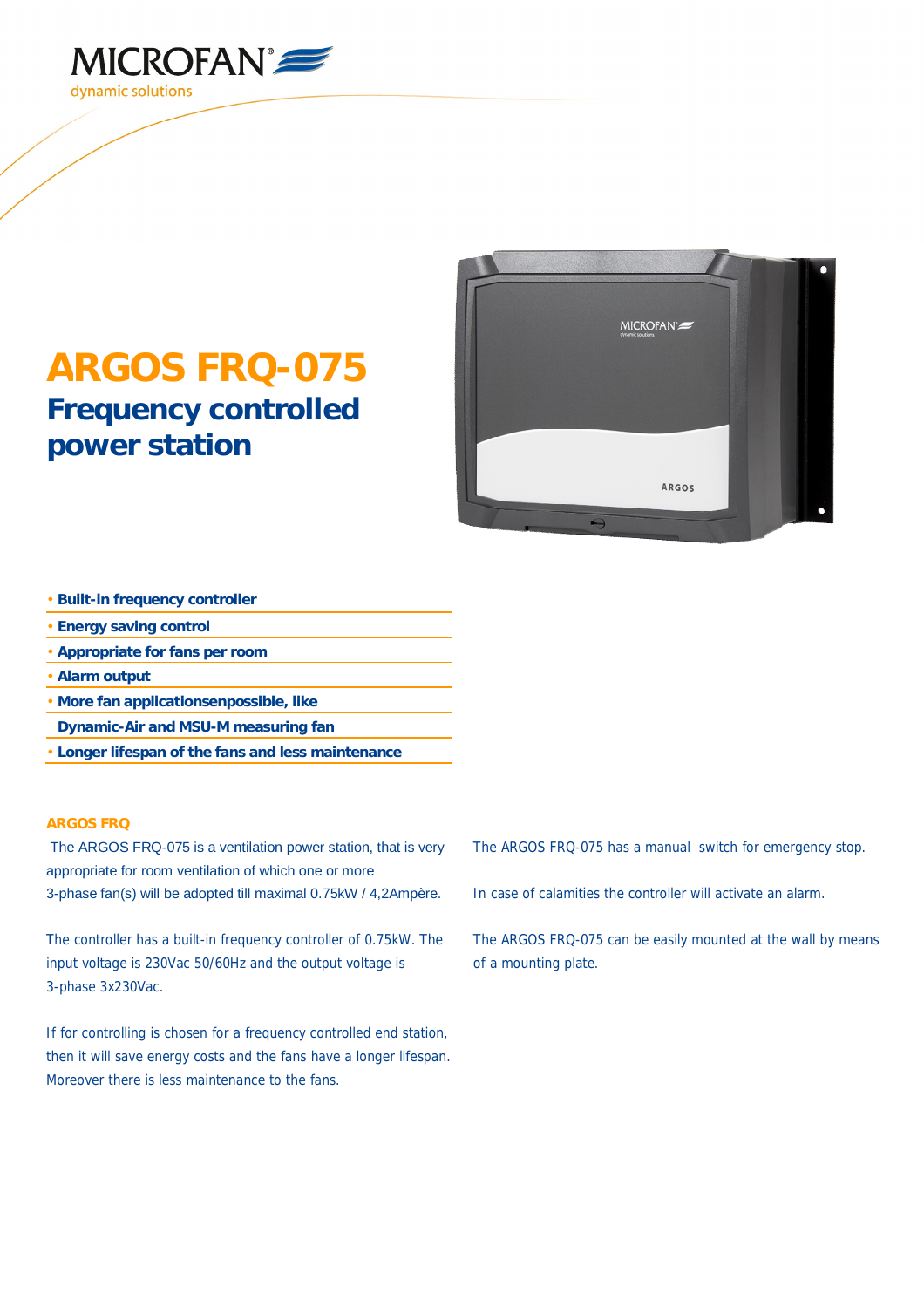MICROFAN®

dynamic solutions

# ARGOS FRQ-075

## Frequency controlled power station

- **Built-in frequency controller**
- **Energy saving control**
- **Appropriate for fans per room**
- **Alarm output**
- **More fan applicationsenpossible, like Dynamic-Air and MSU-M measuring fan**
- **Longer lifespan of the fans and less maintenance**

### ARGOS FRQ

The ARGOS FRQ-075 is a ventilation power station, that is very appropriate for room ventilation of which one or more 3-phase fan(s) will be adopted till maximal 0.75kW / 4,2Ampère.

The controller has a built-in frequency controller of 0.75kW. The input voltage is 230Vac 50/60Hz and the output voltage is 3-phase 3x230Vac.

If for controlling is chosen for a frequency controlled end station, then it will save energy costs and the fans have a longer lifespan. Moreover there is less maintenance to the fans.

The ARGOS FRQ-075 has a manual switch for emergency stop.

In case of calamities the controller will activate an alarm.

The ARGOS FRQ-075 can be easily mounted at the wall by means of a mounting plate.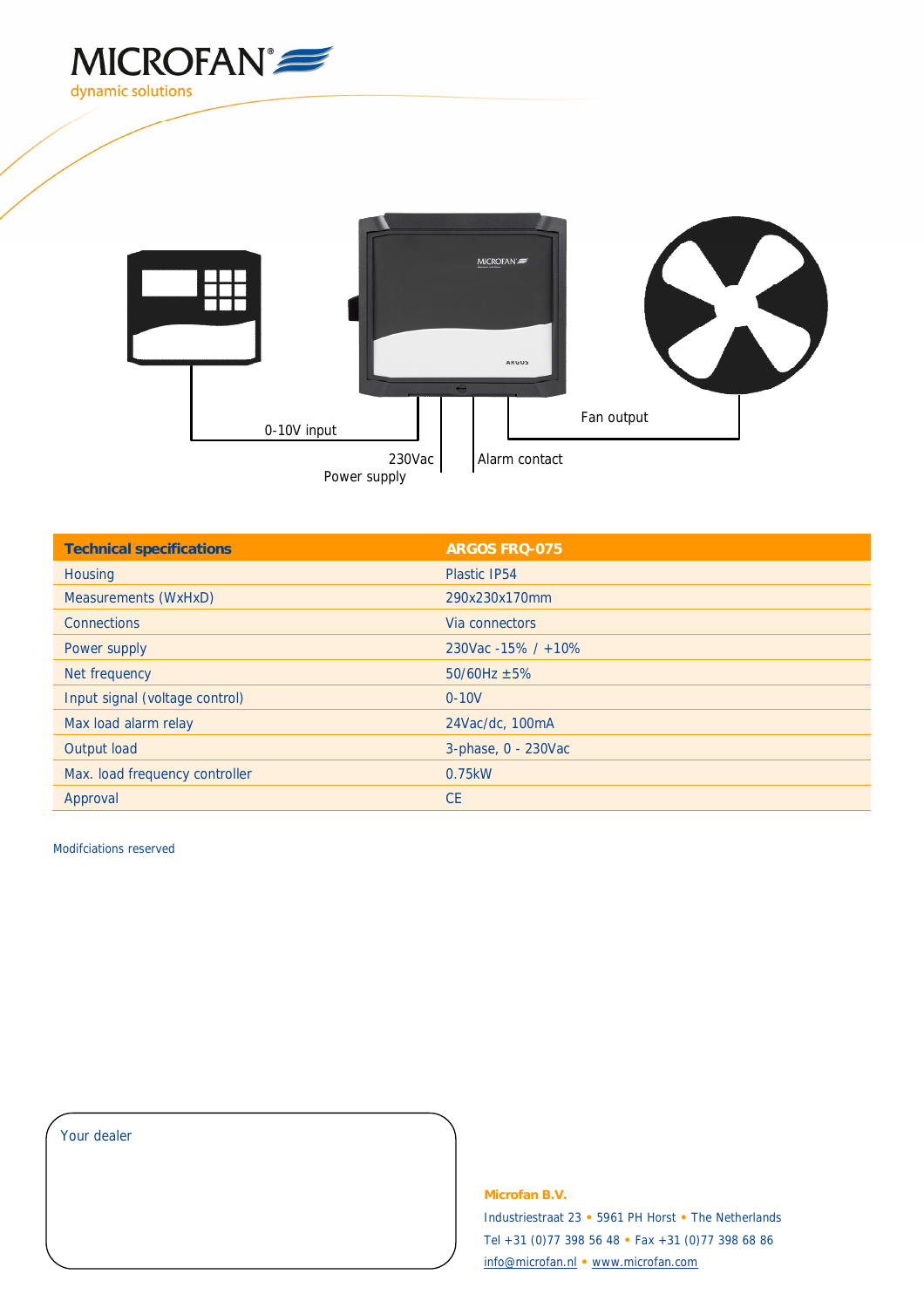MICROFAN
dynamic solutions

0-10V input

230Vac
Power supply

Alarm contact

Fan output

| Technical specifications | ARGOS FRQ-075 |
|---|---|
| Housing | Plastic IP54 |
| Measurements (WxHxD) | 290x230x170mm |
| Connections | Via connectors |
| Power supply | 230Vac -15% / +10% |
| Net frequency | 50/60Hz ±5% |
| Input signal (voltage control) | 0-10V |
| Max load alarm relay | 24Vac/dc, 100mA |
| Output load | 3-phase, 0 - 230Vac |
| Max. load frequency controller | 0.75kW |
| Approval | CE |

Modifciations reserved

Your dealer

**Microfan B.V.**
Industriestraat 23 • 5961 PH Horst • The Netherlands
Tel +31 (0)77 398 56 48 • Fax +31 (0)77 398 68 86
info@microfan.nl • www.microfan.com